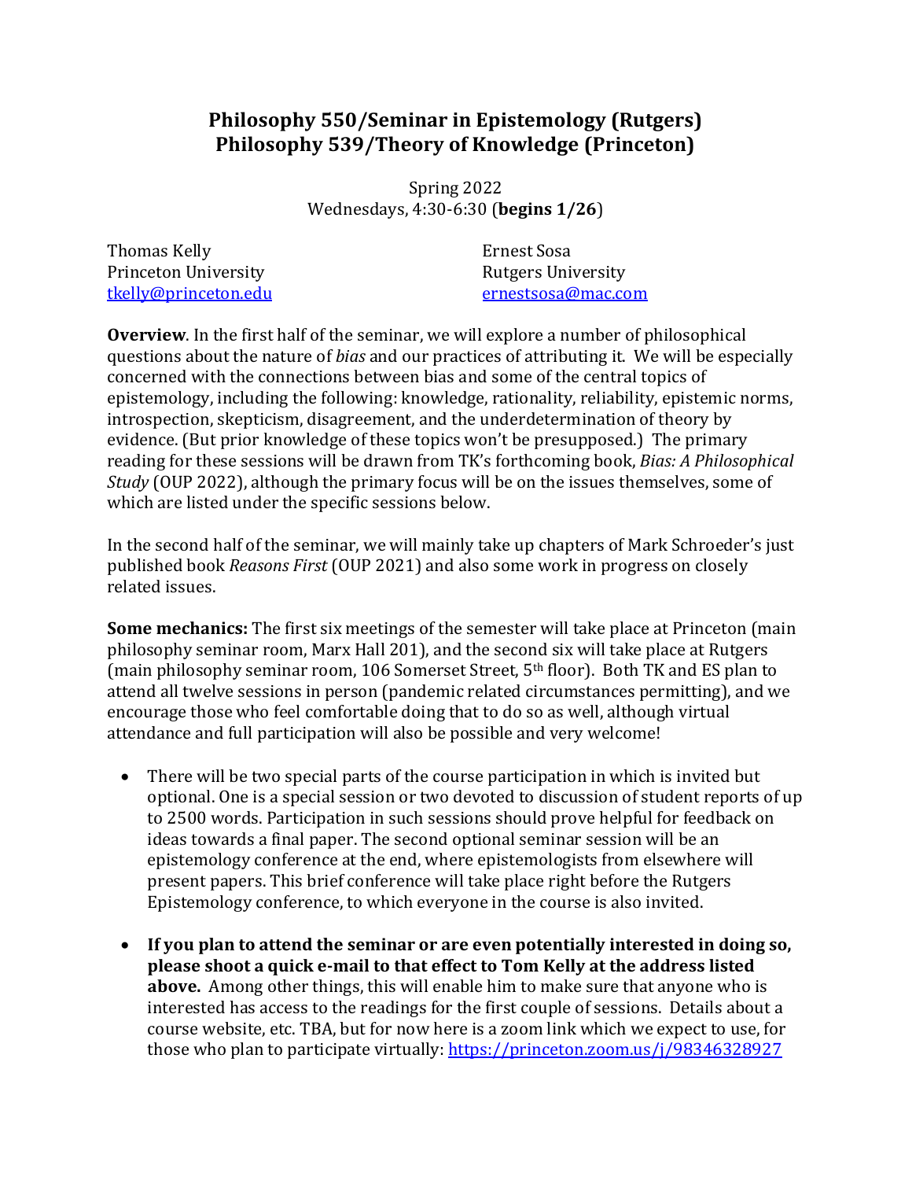# Philosophy 550/Seminar in Epistemology (Rutgers)
# Philosophy 539/Theory of Knowledge (Princeton)

Spring 2022
Wednesdays, 4:30-6:30 (**begins 1/26**)

Thomas Kelly
Princeton University
tkelly@princeton.edu

Ernest Sosa
Rutgers University
ernestsosa@mac.com

**Overview**. In the first half of the seminar, we will explore a number of philosophical questions about the nature of *bias* and our practices of attributing it. We will be especially concerned with the connections between bias and some of the central topics of epistemology, including the following: knowledge, rationality, reliability, epistemic norms, introspection, skepticism, disagreement, and the underdetermination of theory by evidence. (But prior knowledge of these topics won't be presupposed.) The primary reading for these sessions will be drawn from TK's forthcoming book, *Bias: A Philosophical Study* (OUP 2022), although the primary focus will be on the issues themselves, some of which are listed under the specific sessions below.

In the second half of the seminar, we will mainly take up chapters of Mark Schroeder's just published book *Reasons First* (OUP 2021) and also some work in progress on closely related issues.

**Some mechanics:** The first six meetings of the semester will take place at Princeton (main philosophy seminar room, Marx Hall 201), and the second six will take place at Rutgers (main philosophy seminar room, 106 Somerset Street, 5th floor). Both TK and ES plan to attend all twelve sessions in person (pandemic related circumstances permitting), and we encourage those who feel comfortable doing that to do so as well, although virtual attendance and full participation will also be possible and very welcome!

- There will be two special parts of the course participation in which is invited but optional. One is a special session or two devoted to discussion of student reports of up to 2500 words. Participation in such sessions should prove helpful for feedback on ideas towards a final paper. The second optional seminar session will be an epistemology conference at the end, where epistemologists from elsewhere will present papers. This brief conference will take place right before the Rutgers Epistemology conference, to which everyone in the course is also invited.

- **If you plan to attend the seminar or are even potentially interested in doing so, please shoot a quick e-mail to that effect to Tom Kelly at the address listed above.** Among other things, this will enable him to make sure that anyone who is interested has access to the readings for the first couple of sessions. Details about a course website, etc. TBA, but for now here is a zoom link which we expect to use, for those who plan to participate virtually: https://princeton.zoom.us/j/98346328927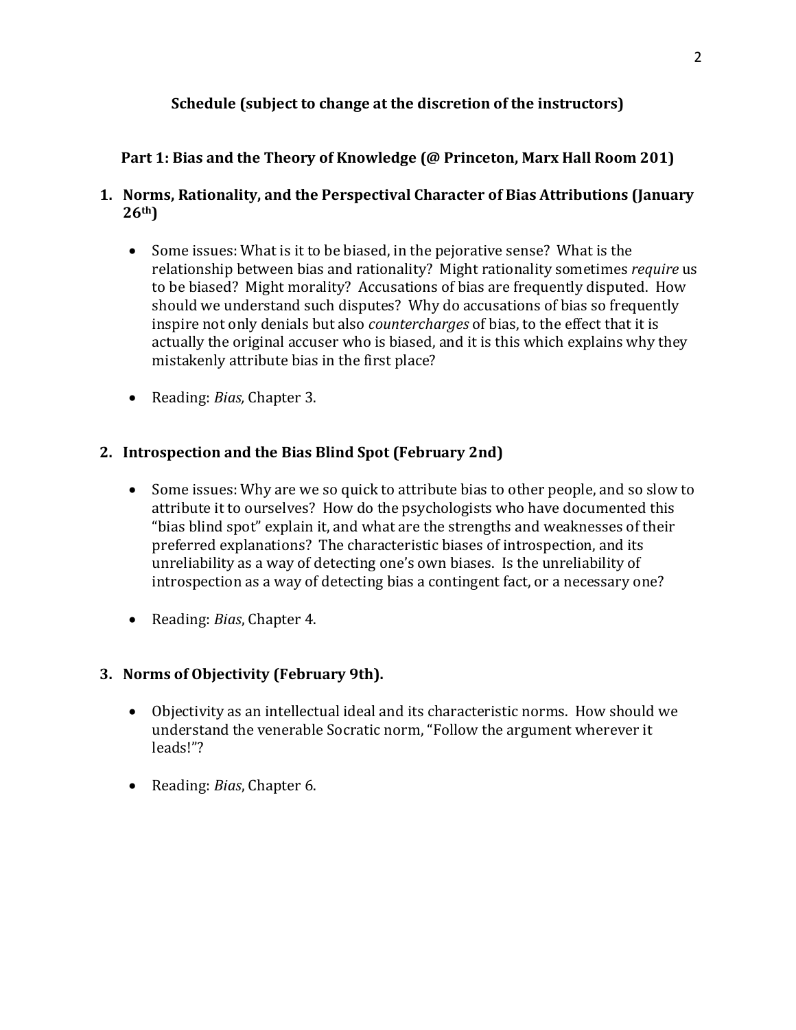## Schedule (subject to change at the discretion of the instructors)

### Part 1: Bias and the Theory of Knowledge (@ Princeton, Marx Hall Room 201)

### 1. Norms, Rationality, and the Perspectival Character of Bias Attributions (January 26th)

- Some issues: What is it to be biased, in the pejorative sense? What is the relationship between bias and rationality? Might rationality sometimes *require* us to be biased? Might morality? Accusations of bias are frequently disputed. How should we understand such disputes? Why do accusations of bias so frequently inspire not only denials but also *countercharges* of bias, to the effect that it is actually the original accuser who is biased, and it is this which explains why they mistakenly attribute bias in the first place?

- Reading: *Bias,* Chapter 3.

### 2. Introspection and the Bias Blind Spot (February 2nd)

- Some issues: Why are we so quick to attribute bias to other people, and so slow to attribute it to ourselves? How do the psychologists who have documented this "bias blind spot" explain it, and what are the strengths and weaknesses of their preferred explanations? The characteristic biases of introspection, and its unreliability as a way of detecting one's own biases. Is the unreliability of introspection as a way of detecting bias a contingent fact, or a necessary one?

- Reading: *Bias*, Chapter 4.

### 3. Norms of Objectivity (February 9th).

- Objectivity as an intellectual ideal and its characteristic norms. How should we understand the venerable Socratic norm, "Follow the argument wherever it leads!"?

- Reading: *Bias*, Chapter 6.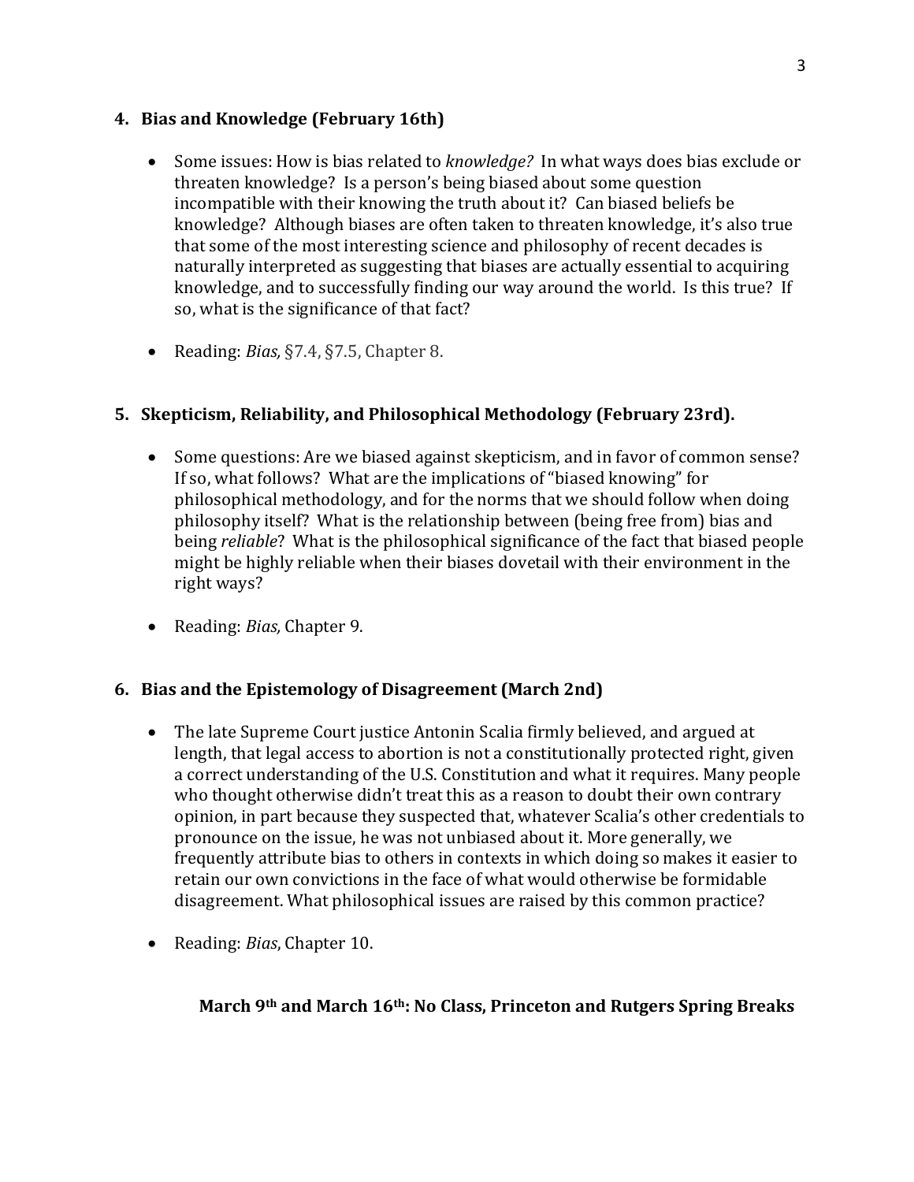### 4. Bias and Knowledge (February 16th)

- Some issues: How is bias related to *knowledge?* In what ways does bias exclude or threaten knowledge? Is a person's being biased about some question incompatible with their knowing the truth about it? Can biased beliefs be knowledge? Although biases are often taken to threaten knowledge, it's also true that some of the most interesting science and philosophy of recent decades is naturally interpreted as suggesting that biases are actually essential to acquiring knowledge, and to successfully finding our way around the world. Is this true? If so, what is the significance of that fact?

- Reading: *Bias,* §7.4, §7.5, Chapter 8.

### 5. Skepticism, Reliability, and Philosophical Methodology (February 23rd).

- Some questions: Are we biased against skepticism, and in favor of common sense? If so, what follows? What are the implications of "biased knowing" for philosophical methodology, and for the norms that we should follow when doing philosophy itself? What is the relationship between (being free from) bias and being *reliable*? What is the philosophical significance of the fact that biased people might be highly reliable when their biases dovetail with their environment in the right ways?

- Reading: *Bias,* Chapter 9.

### 6. Bias and the Epistemology of Disagreement (March 2nd)

- The late Supreme Court justice Antonin Scalia firmly believed, and argued at length, that legal access to abortion is not a constitutionally protected right, given a correct understanding of the U.S. Constitution and what it requires. Many people who thought otherwise didn't treat this as a reason to doubt their own contrary opinion, in part because they suspected that, whatever Scalia's other credentials to pronounce on the issue, he was not unbiased about it. More generally, we frequently attribute bias to others in contexts in which doing so makes it easier to retain our own convictions in the face of what would otherwise be formidable disagreement. What philosophical issues are raised by this common practice?

- Reading: *Bias*, Chapter 10.

**March 9th and March 16th: No Class, Princeton and Rutgers Spring Breaks**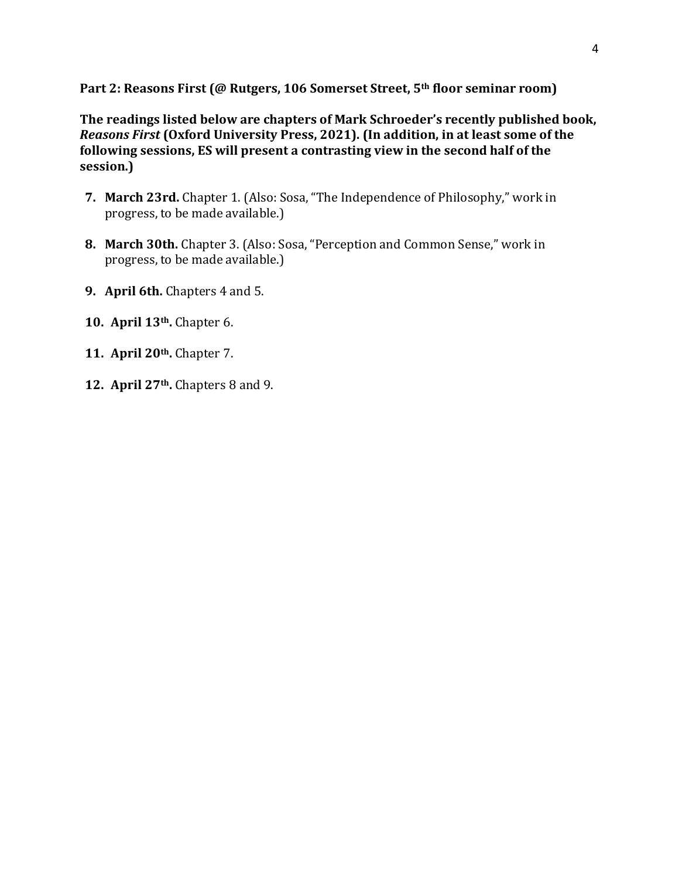**Part 2: Reasons First (@ Rutgers, 106 Somerset Street, 5th floor seminar room)**

**The readings listed below are chapters of Mark Schroeder's recently published book, *Reasons First* (Oxford University Press, 2021). (In addition, in at least some of the following sessions, ES will present a contrasting view in the second half of the session.)**

7. **March 23rd.** Chapter 1. (Also: Sosa, "The Independence of Philosophy," work in progress, to be made available.)
8. **March 30th.** Chapter 3. (Also: Sosa, "Perception and Common Sense," work in progress, to be made available.)
9. **April 6th.** Chapters 4 and 5.
10. **April 13th.** Chapter 6.
11. **April 20th.** Chapter 7.
12. **April 27th.** Chapters 8 and 9.